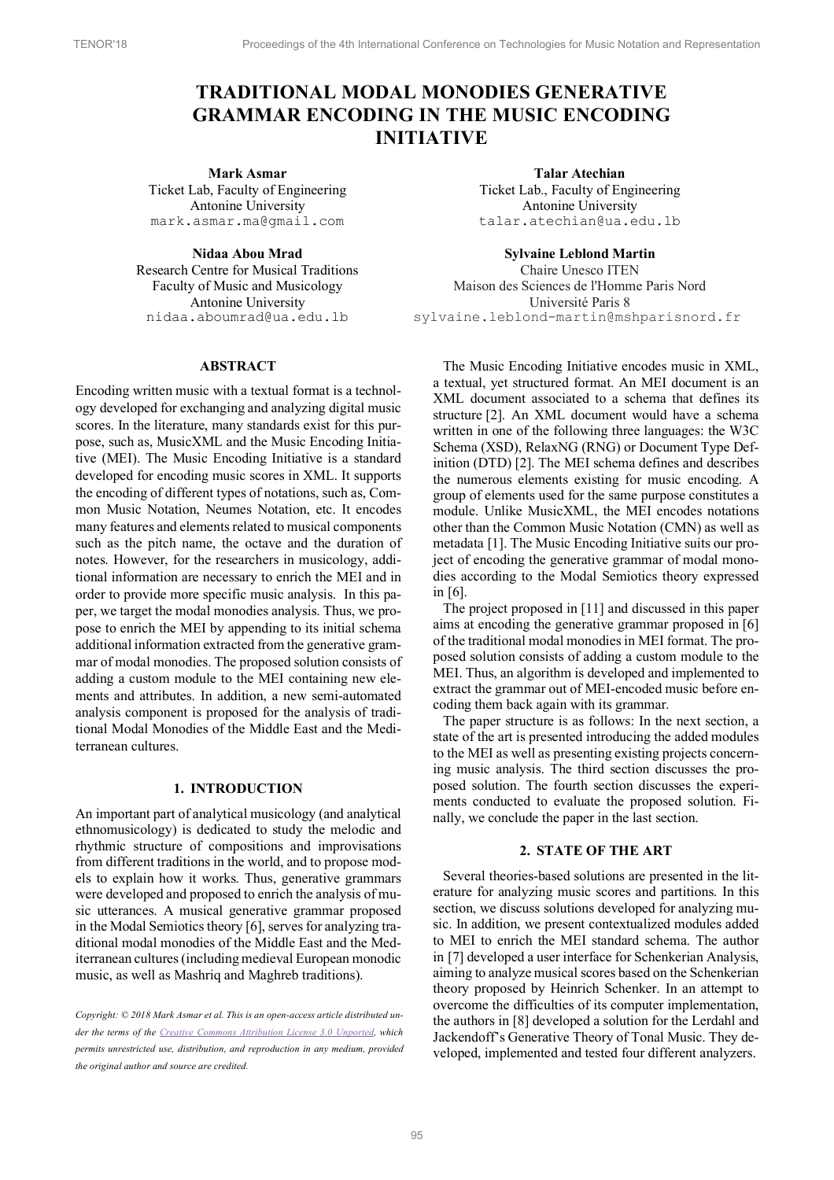# TRADITIONAL MODAL MONODIES GENERATIVE GRAMMAR ENCODING IN THE MUSIC ENCODING INITIATIVE

**Mark Asmar**
Ticket Lab, Faculty of Engineering
Antonine University
mark.asmar.ma@gmail.com

**Talar Atechian**
Ticket Lab., Faculty of Engineering
Antonine University
talar.atechian@ua.edu.lb

**Nidaa Abou Mrad**
Research Centre for Musical Traditions
Faculty of Music and Musicology
Antonine University
nidaa.aboumrad@ua.edu.lb

**Sylvaine Leblond Martin**
Chaire Unesco ITEN
Maison des Sciences de l'Homme Paris Nord
Université Paris 8
sylvaine.leblond-martin@mshparisnord.fr

## ABSTRACT

Encoding written music with a textual format is a technology developed for exchanging and analyzing digital music scores. In the literature, many standards exist for this purpose, such as, MusicXML and the Music Encoding Initiative (MEI). The Music Encoding Initiative is a standard developed for encoding music scores in XML. It supports the encoding of different types of notations, such as, Common Music Notation, Neumes Notation, etc. It encodes many features and elements related to musical components such as the pitch name, the octave and the duration of notes. However, for the researchers in musicology, additional information are necessary to enrich the MEI and in order to provide more specific music analysis. In this paper, we target the modal monodies analysis. Thus, we propose to enrich the MEI by appending to its initial schema additional information extracted from the generative grammar of modal monodies. The proposed solution consists of adding a custom module to the MEI containing new elements and attributes. In addition, a new semi-automated analysis component is proposed for the analysis of traditional Modal Monodies of the Middle East and the Mediterranean cultures.

## 1. INTRODUCTION

An important part of analytical musicology (and analytical ethnomusicology) is dedicated to study the melodic and rhythmic structure of compositions and improvisations from different traditions in the world, and to propose models to explain how it works. Thus, generative grammars were developed and proposed to enrich the analysis of music utterances. A musical generative grammar proposed in the Modal Semiotics theory [6], serves for analyzing traditional modal monodies of the Middle East and the Mediterranean cultures (including medieval European monodic music, as well as Mashriq and Maghreb traditions).

*Copyright: © 2018 Mark Asmar et al. This is an open-access article distributed under the terms of the Creative Commons Attribution License 3.0 Unported, which permits unrestricted use, distribution, and reproduction in any medium, provided the original author and source are credited.*

The Music Encoding Initiative encodes music in XML, a textual, yet structured format. An MEI document is an XML document associated to a schema that defines its structure [2]. An XML document would have a schema written in one of the following three languages: the W3C Schema (XSD), RelaxNG (RNG) or Document Type Definition (DTD) [2]. The MEI schema defines and describes the numerous elements existing for music encoding. A group of elements used for the same purpose constitutes a module. Unlike MusicXML, the MEI encodes notations other than the Common Music Notation (CMN) as well as metadata [1]. The Music Encoding Initiative suits our project of encoding the generative grammar of modal monodies according to the Modal Semiotics theory expressed in [6].

The project proposed in [11] and discussed in this paper aims at encoding the generative grammar proposed in [6] of the traditional modal monodies in MEI format. The proposed solution consists of adding a custom module to the MEI. Thus, an algorithm is developed and implemented to extract the grammar out of MEI-encoded music before encoding them back again with its grammar.

The paper structure is as follows: In the next section, a state of the art is presented introducing the added modules to the MEI as well as presenting existing projects concerning music analysis. The third section discusses the proposed solution. The fourth section discusses the experiments conducted to evaluate the proposed solution. Finally, we conclude the paper in the last section.

## 2. STATE OF THE ART

Several theories-based solutions are presented in the literature for analyzing music scores and partitions. In this section, we discuss solutions developed for analyzing music. In addition, we present contextualized modules added to MEI to enrich the MEI standard schema. The author in [7] developed a user interface for Schenkerian Analysis, aiming to analyze musical scores based on the Schenkerian theory proposed by Heinrich Schenker. In an attempt to overcome the difficulties of its computer implementation, the authors in [8] developed a solution for the Lerdahl and Jackendoff's Generative Theory of Tonal Music. They developed, implemented and tested four different analyzers.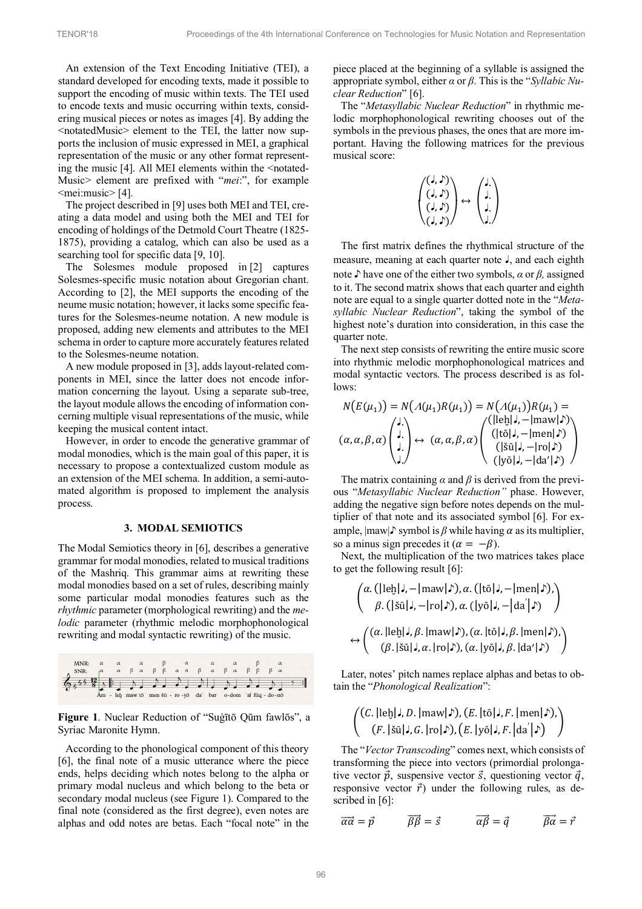An extension of the Text Encoding Initiative (TEI), a standard developed for encoding texts, made it possible to support the encoding of music within texts. The TEI used to encode texts and music occurring within texts, considering musical pieces or notes as images [4]. By adding the <notatedMusic> element to the TEI, the latter now supports the inclusion of music expressed in MEI, a graphical representation of the music or any other format representing the music [4]. All MEI elements within the <notatedMusic> element are prefixed with "*mei*:", for example <mei:music> [4].

The project described in [9] uses both MEI and TEI, creating a data model and using both the MEI and TEI for encoding of holdings of the Detmold Court Theatre (1825-1875), providing a catalog, which can also be used as a searching tool for specific data [9, 10].

The Solesmes module proposed in [2] captures Solesmes-specific music notation about Gregorian chant. According to [2], the MEI supports the encoding of the neume music notation; however, it lacks some specific features for the Solesmes-neume notation. A new module is proposed, adding new elements and attributes to the MEI schema in order to capture more accurately features related to the Solesmes-neume notation.

A new module proposed in [3], adds layout-related components in MEI, since the latter does not encode information concerning the layout. Using a separate sub-tree, the layout module allows the encoding of information concerning multiple visual representations of the music, while keeping the musical content intact.

However, in order to encode the generative grammar of modal monodies, which is the main goal of this paper, it is necessary to propose a contextualized custom module as an extension of the MEI schema. In addition, a semi-automated algorithm is proposed to implement the analysis process.

## 3. MODAL SEMIOTICS

The Modal Semiotics theory in [6], describes a generative grammar for modal monodies, related to musical traditions of the Mashriq. This grammar aims at rewriting these modal monodies based on a set of rules, describing mainly some particular modal monodies features such as the *rhythmic* parameter (morphological rewriting) and the *melodic* parameter (rhythmic melodic morphophonological rewriting and modal syntactic rewriting) of the music.

**Figure 1**. Nuclear Reduction of "Suġītō Qūm fawlōs", a Syriac Maronite Hymn.

According to the phonological component of this theory [6], the final note of a music utterance where the piece ends, helps deciding which notes belong to the alpha or primary modal nucleus and which belong to the beta or secondary modal nucleus (see Figure 1). Compared to the final note (considered as the first degree), even notes are alphas and odd notes are betas. Each "focal note" in the piece placed at the beginning of a syllable is assigned the appropriate symbol, either $\alpha$ or $\beta$. This is the "*Syllabic Nuclear Reduction*" [6].

The "*Metasyllabic Nuclear Reduction*" in rhythmic melodic morphophonological rewriting chooses out of the symbols in the previous phases, the ones that are more important. Having the following matrices for the previous musical score:

$$\begin{pmatrix} (♩, ♪) \\ (♩, ♪) \\ (♩, ♪) \\ (♩, ♪) \end{pmatrix} \leftrightarrow \begin{pmatrix} ♩. \\ ♩. \\ ♩. \\ ♩. \end{pmatrix}$$

The first matrix defines the rhythmical structure of the measure, meaning at each quarter note ♩, and each eighth note ♪ have one of the either two symbols, $\alpha$ or $\beta$, assigned to it. The second matrix shows that each quarter and eighth note are equal to a single quarter dotted note in the "*Metasyllabic Nuclear Reduction*", taking the symbol of the highest note's duration into consideration, in this case the quarter note.

The next step consists of rewriting the entire music score into rhythmic melodic morphophonological matrices and modal syntactic vectors. The process described is as follows:

$$N(E(\mu_1)) = N(\Lambda(\mu_1)R(\mu_1)) = N(\Lambda(\mu_1))R(\mu_1) =$$
$$(\alpha, \alpha, \beta, \alpha) \begin{pmatrix} ♩. \\ ♩. \\ ♩. \\ ♩. \end{pmatrix} \leftrightarrow (\alpha, \alpha, \beta, \alpha) \begin{pmatrix} (|\text{leḫ}|♩, -|\text{maw}|♪) \\ (|\text{tō}|♩, -|\text{men}|♪) \\ (|\text{šū}|♩, -|\text{ro}|♪) \\ (|\text{yō}|♩, -|\text{da}'|♪) \end{pmatrix}$$

The matrix containing $\alpha$ and $\beta$ is derived from the previous "*Metasyllabic Nuclear Reduction"* phase. However, adding the negative sign before notes depends on the multiplier of that note and its associated symbol [6]. For example, |maw|♪ symbol is $\beta$ while having $\alpha$ as its multiplier, so a minus sign precedes it ($\alpha = -\beta$).

Next, the multiplication of the two matrices takes place to get the following result [6]:

$$\begin{pmatrix} \alpha.(|\text{leḫ}|♩, -|\text{maw}|♪), \alpha.(|\text{tō}|♩, -|\text{men}|♪), \\ \beta.(|\text{šū}|♩, -|\text{ro}|♪), \alpha.(|\text{yō}|♩, -|\text{da}'|♪) \end{pmatrix}$$
$$\leftrightarrow \begin{pmatrix} (\alpha.|\text{leḫ}|♩, \beta.|\text{maw}|♪), (\alpha.|\text{tō}|♩, \beta.|\text{men}|♪), \\ (\beta.|\text{šū}|♩, \alpha.|\text{ro}|♪), (\alpha.|\text{yō}|♩, \beta.|\text{da}'|♪) \end{pmatrix}$$

Later, notes' pitch names replace alphas and betas to obtain the "*Phonological Realization*":

$$\begin{pmatrix} (C.|\text{leḫ}|♩, D.|\text{maw}|♪), (E.|\text{tō}|♩, F.|\text{men}|♪), \\ (F.|\text{šū}|♩, G.|\text{ro}|♪), (E.|\text{yō}|♩, F.|\text{da}'|♪) \end{pmatrix}$$

The "*Vector Transcoding*" comes next, which consists of transforming the piece into vectors (primordial prolongative vector $\vec{p}$, suspensive vector $\vec{s}$, questioning vector $\vec{q}$, responsive vector $\vec{r}$) under the following rules, as described in [6]:

$$\overrightarrow{\alpha\alpha} = \vec{p} \qquad \overrightarrow{\beta\beta} = \vec{s} \qquad \overrightarrow{\alpha\beta} = \vec{q} \qquad \overrightarrow{\beta\alpha} = \vec{r}$$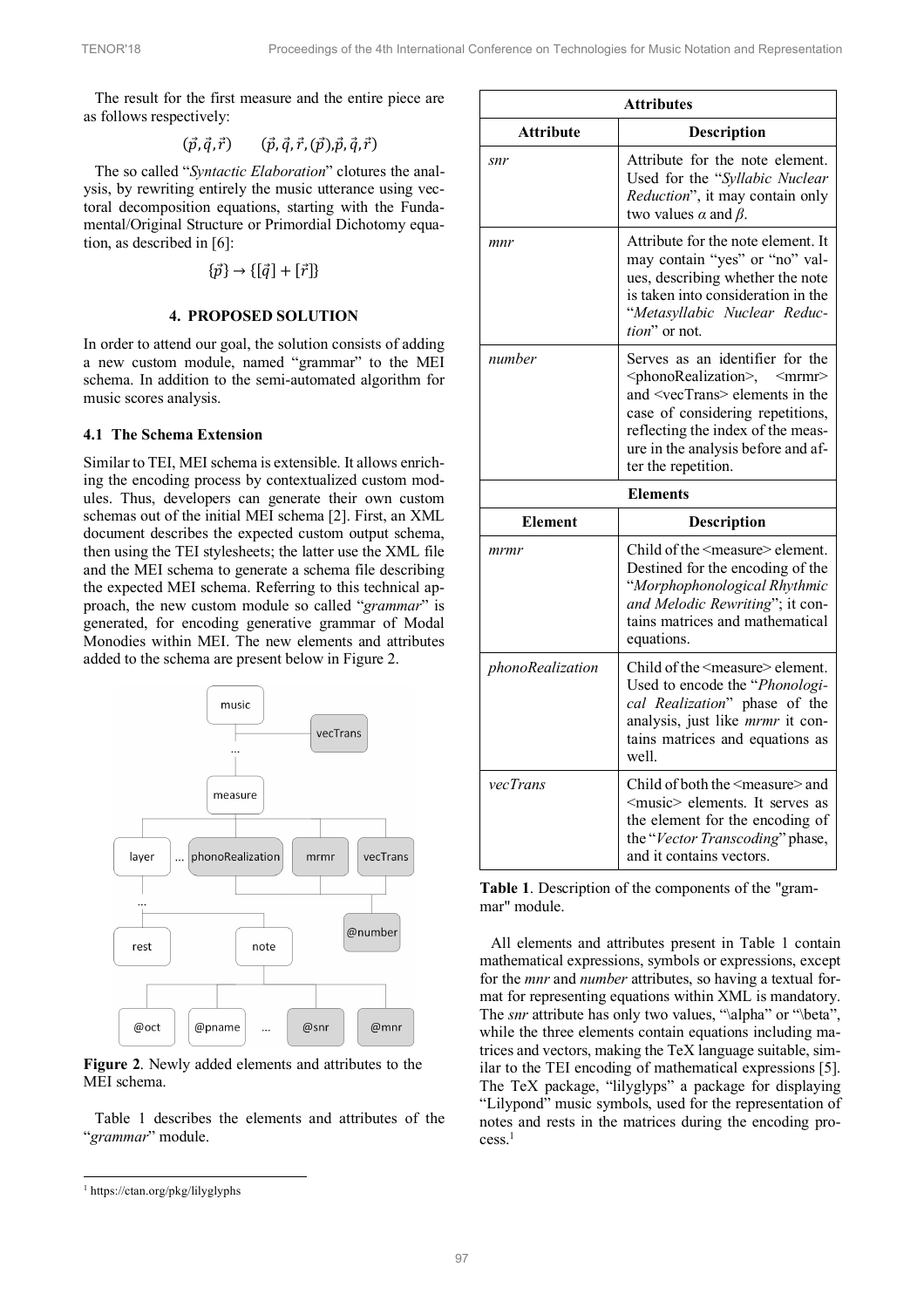The result for the first measure and the entire piece are as follows respectively:

$$(\vec{p}, \vec{q}, \vec{r}) \qquad (\vec{p}, \vec{q}, \vec{r}, (\vec{p}), \vec{p}, \vec{q}, \vec{r})$$

The so called "*Syntactic Elaboration*" clotures the analysis, by rewriting entirely the music utterance using vectoral decomposition equations, starting with the Fundamental/Original Structure or Primordial Dichotomy equation, as described in [6]:

$$\{\vec{p}\} \rightarrow \{[\vec{q}] + [\vec{r}]\}$$

## 4. PROPOSED SOLUTION

In order to attend our goal, the solution consists of adding a new custom module, named "grammar" to the MEI schema. In addition to the semi-automated algorithm for music scores analysis.

### 4.1 The Schema Extension

Similar to TEI, MEI schema is extensible. It allows enriching the encoding process by contextualized custom modules. Thus, developers can generate their own custom schemas out of the initial MEI schema [2]. First, an XML document describes the expected custom output schema, then using the TEI stylesheets; the latter use the XML file and the MEI schema to generate a schema file describing the expected MEI schema. Referring to this technical approach, the new custom module so called "*grammar*" is generated, for encoding generative grammar of Modal Monodies within MEI. The new elements and attributes added to the schema are present below in Figure 2.

music

vecTrans

...

measure

layer

... phonoRealization

mrmr

vecTrans

...

@number

rest

note

@oct

@pname

...

@snr

@mnr

**Figure 2**. Newly added elements and attributes to the MEI schema.

Table 1 describes the elements and attributes of the "*grammar*" module.

| **Attributes** | |
|---|---|
| **Attribute** | **Description** |
| *snr* | Attribute for the note element. Used for the "*Syllabic Nuclear Reduction*", it may contain only two values $\alpha$ and $\beta$. |
| *mnr* | Attribute for the note element. It may contain "yes" or "no" values, describing whether the note is taken into consideration in the "*Metasyllabic Nuclear Reduction*" or not. |
| *number* | Serves as an identifier for the <phonoRealization>, <mrmr> and <vecTrans> elements in the case of considering repetitions, reflecting the index of the measure in the analysis before and after the repetition. |
| **Elements** | |
| **Element** | **Description** |
| *mrmr* | Child of the <measure> element. Destined for the encoding of the "*Morphophonological Rhythmic and Melodic Rewriting*"; it contains matrices and mathematical equations. |
| *phonoRealization* | Child of the <measure> element. Used to encode the "*Phonological Realization*" phase of the analysis, just like *mrmr* it contains matrices and equations as well. |
| *vecTrans* | Child of both the <measure> and <music> elements. It serves as the element for the encoding of the "*Vector Transcoding*" phase, and it contains vectors. |

**Table 1**. Description of the components of the "grammar" module.

All elements and attributes present in Table 1 contain mathematical expressions, symbols or expressions, except for the *mnr* and *number* attributes, so having a textual format for representing equations within XML is mandatory. The *snr* attribute has only two values, "\alpha" or "\beta", while the three elements contain equations including matrices and vectors, making the TeX language suitable, similar to the TEI encoding of mathematical expressions [5]. The TeX package, "lilyglyps" a package for displaying "Lilypond" music symbols, used for the representation of notes and rests in the matrices during the encoding process.[1]

[1] https://ctan.org/pkg/lilyglyphs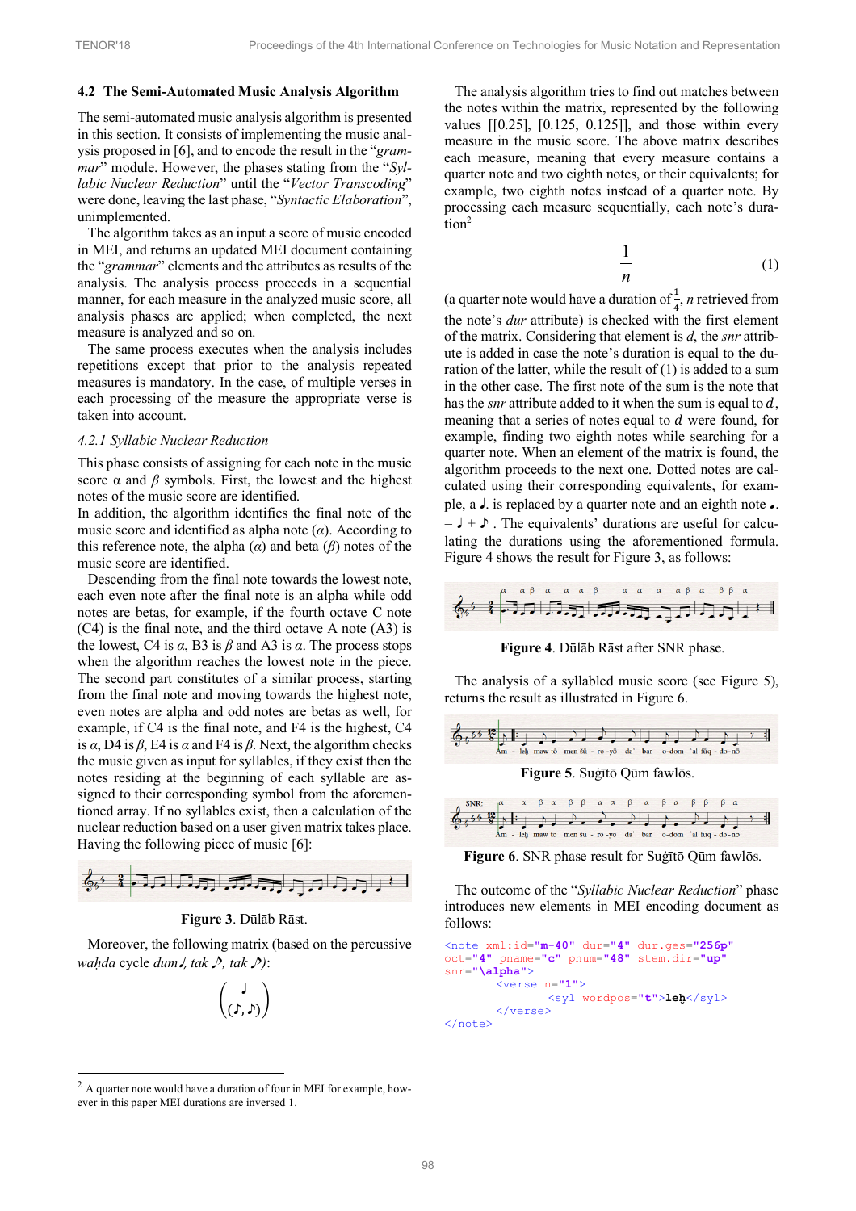### 4.2 The Semi-Automated Music Analysis Algorithm

The semi-automated music analysis algorithm is presented in this section. It consists of implementing the music analysis proposed in [6], and to encode the result in the "*grammar*" module. However, the phases stating from the "*Syllabic Nuclear Reduction*" until the "*Vector Transcoding*" were done, leaving the last phase, "*Syntactic Elaboration*", unimplemented.

The algorithm takes as an input a score of music encoded in MEI, and returns an updated MEI document containing the "*grammar*" elements and the attributes as results of the analysis. The analysis process proceeds in a sequential manner, for each measure in the analyzed music score, all analysis phases are applied; when completed, the next measure is analyzed and so on.

The same process executes when the analysis includes repetitions except that prior to the analysis repeated measures is mandatory. In the case, of multiple verses in each processing of the measure the appropriate verse is taken into account.

#### 4.2.1 Syllabic Nuclear Reduction

This phase consists of assigning for each note in the music score α and $\beta$ symbols. First, the lowest and the highest notes of the music score are identified.

In addition, the algorithm identifies the final note of the music score and identified as alpha note ($\alpha$). According to this reference note, the alpha ($\alpha$) and beta ($\beta$) notes of the music score are identified.

Descending from the final note towards the lowest note, each even note after the final note is an alpha while odd notes are betas, for example, if the fourth octave C note (C4) is the final note, and the third octave A note (A3) is the lowest, C4 is $\alpha$, B3 is $\beta$ and A3 is $\alpha$. The process stops when the algorithm reaches the lowest note in the piece. The second part constitutes of a similar process, starting from the final note and moving towards the highest note, even notes are alpha and odd notes are betas as well, for example, if C4 is the final note, and F4 is the highest, C4 is $\alpha$, D4 is $\beta$, E4 is $\alpha$ and F4 is $\beta$. Next, the algorithm checks the music given as input for syllables, if they exist then the notes residing at the beginning of each syllable are assigned to their corresponding symbol from the aforementioned array. If no syllables exist, then a calculation of the nuclear reduction based on a user given matrix takes place. Having the following piece of music [6]:

Figure 3. Dūlāb Rāst.

Moreover, the following matrix (based on the percussive *waḥda* cycle *dum*♩, *tak* ♪, *tak* ♪):

$$\begin{pmatrix} ♩ \\ (♪, ♪) \end{pmatrix}$$

The analysis algorithm tries to find out matches between the notes within the matrix, represented by the following values [[0.25], [0.125, 0.125]], and those within every measure in the music score. The above matrix describes each measure, meaning that every measure contains a quarter note and two eighth notes, or their equivalents; for example, two eighth notes instead of a quarter note. By processing each measure sequentially, each note's duration[2]

$$\frac{1}{n} \quad (1)$$

(a quarter note would have a duration of $\frac{1}{4}$, $n$ retrieved from the note's *dur* attribute) is checked with the first element of the matrix. Considering that element is *d*, the *snr* attribute is added in case the note's duration is equal to the duration of the latter, while the result of (1) is added to a sum in the other case. The first note of the sum is the note that has the *snr* attribute added to it when the sum is equal to $d$, meaning that a series of notes equal to $d$ were found, for example, finding two eighth notes while searching for a quarter note. When an element of the matrix is found, the algorithm proceeds to the next one. Dotted notes are calculated using their corresponding equivalents, for example, a ♩. is replaced by a quarter note and an eighth note ♩. = ♩ + ♪. The equivalents' durations are useful for calculating the durations using the aforementioned formula. Figure 4 shows the result for Figure 3, as follows:

Figure 4. Dūlāb Rāst after SNR phase.

The analysis of a syllabled music score (see Figure 5), returns the result as illustrated in Figure 6.

Figure 5. Suǧītō Qūm fawlōs.

Figure 6. SNR phase result for Suǧītō Qūm fawlōs.

The outcome of the "*Syllabic Nuclear Reduction*" phase introduces new elements in MEI encoding document as follows:

```
<note xml:id="m-40" dur="4" dur.ges="256p"
oct="4" pname="c" pnum="48" stem.dir="up"
snr="\alpha">
        <verse n="1">
                <syl wordpos="t">leḥ</syl>
        </verse>
</note>
```

[2] A quarter note would have a duration of four in MEI for example, however in this paper MEI durations are inversed 1.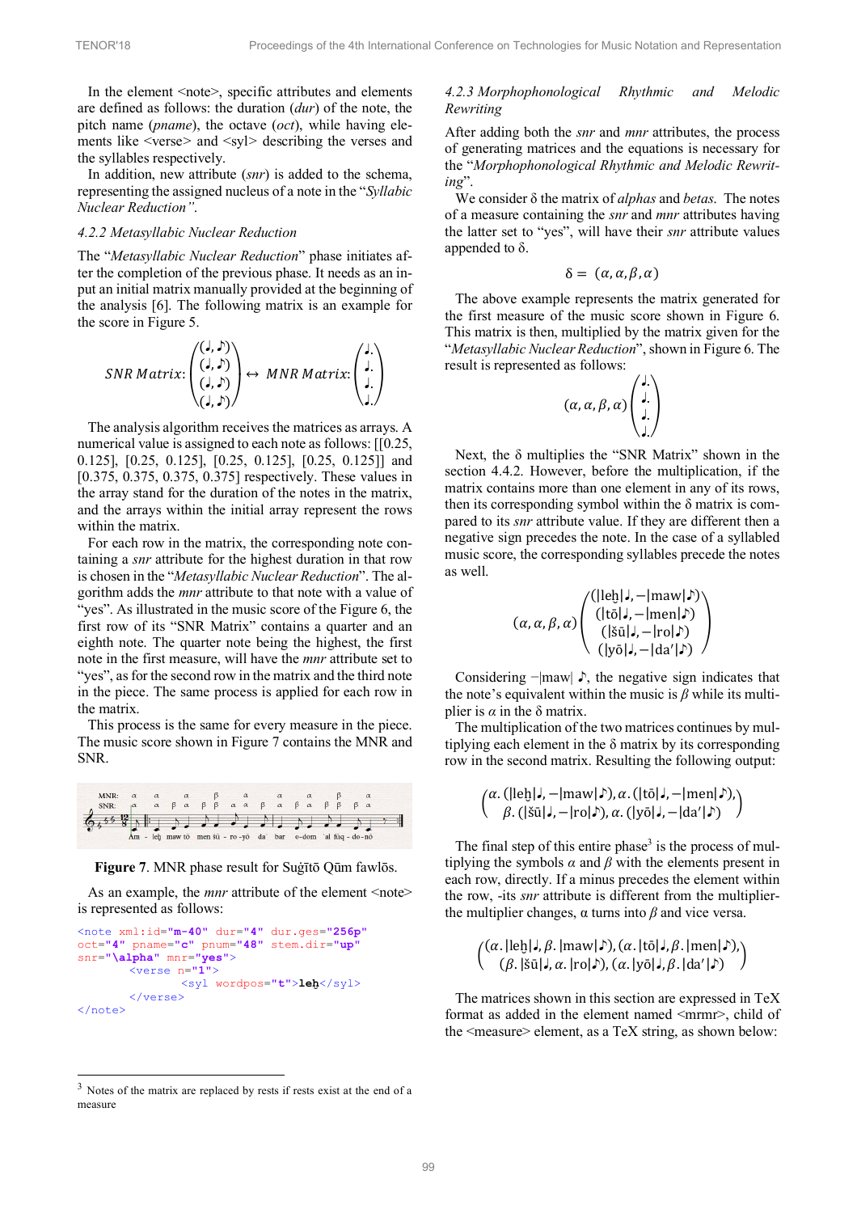In the element <note>, specific attributes and elements are defined as follows: the duration (*dur*) of the note, the pitch name (*pname*), the octave (*oct*), while having elements like <verse> and <syl> describing the verses and the syllables respectively.

In addition, new attribute (*snr*) is added to the schema, representing the assigned nucleus of a note in the "*Syllabic Nuclear Reduction"*.

### 4.2.2 Metasyllabic Nuclear Reduction

The "*Metasyllabic Nuclear Reduction*" phase initiates after the completion of the previous phase. It needs as an input an initial matrix manually provided at the beginning of the analysis [6]. The following matrix is an example for the score in Figure 5.

$$\mathit{SNR\ Matrix}: \begin{pmatrix} (♩, ♪) \\ (♩, ♪) \\ (♩, ♪) \\ (♩, ♪) \end{pmatrix} \leftrightarrow \mathit{MNR\ Matrix}: \begin{pmatrix} ♩. \\ ♩. \\ ♩. \\ ♩. \end{pmatrix}$$

The analysis algorithm receives the matrices as arrays. A numerical value is assigned to each note as follows: [[0.25, 0.125], [0.25, 0.125], [0.25, 0.125], [0.25, 0.125]] and [0.375, 0.375, 0.375, 0.375] respectively. These values in the array stand for the duration of the notes in the matrix, and the arrays within the initial array represent the rows within the matrix.

For each row in the matrix, the corresponding note containing a *snr* attribute for the highest duration in that row is chosen in the "*Metasyllabic Nuclear Reduction*". The algorithm adds the *mnr* attribute to that note with a value of "yes". As illustrated in the music score of the Figure 6, the first row of its "SNR Matrix" contains a quarter and an eighth note. The quarter note being the highest, the first note in the first measure, will have the *mnr* attribute set to "yes", as for the second row in the matrix and the third note in the piece. The same process is applied for each row in the matrix.

This process is the same for every measure in the piece. The music score shown in Figure 7 contains the MNR and SNR.

MNR: α α α β α α α β α
SNR: α α β α β β α α β α β α β β β α
Am - leḫ maw tō men šū - ro -yō da bar e-dom 'al fūq - do-nō

**Figure 7**. MNR phase result for Suġītō Qūm fawlōs.

As an example, the *mnr* attribute of the element <note> is represented as follows:

```
<note xml:id="m-40" dur="4" dur.ges="256p"
oct="4" pname="c" pnum="48" stem.dir="up"
snr="\alpha" mnr="yes">
        <verse n="1">
                <syl wordpos="t">leḫ</syl>
        </verse>
</note>
```

### 4.2.3 Morphophonological Rhythmic and Melodic Rewriting

After adding both the *snr* and *mnr* attributes, the process of generating matrices and the equations is necessary for the "*Morphophonological Rhythmic and Melodic Rewriting*".

We consider δ the matrix of *alphas* and *betas*. The notes of a measure containing the *snr* and *mnr* attributes having the latter set to "yes", will have their *snr* attribute values appended to δ.

$$\delta = (\alpha, \alpha, \beta, \alpha)$$

The above example represents the matrix generated for the first measure of the music score shown in Figure 6. This matrix is then, multiplied by the matrix given for the "*Metasyllabic Nuclear Reduction*", shown in Figure 6. The result is represented as follows:

$$(\alpha, \alpha, \beta, \alpha) \begin{pmatrix} ♩. \\ ♩. \\ ♩. \\ ♩. \end{pmatrix}$$

Next, the δ multiplies the "SNR Matrix" shown in the section 4.4.2. However, before the multiplication, if the matrix contains more than one element in any of its rows, then its corresponding symbol within the δ matrix is compared to its *snr* attribute value. If they are different then a negative sign precedes the note. In the case of a syllabled music score, the corresponding syllables precede the notes as well.

$$(\alpha, \alpha, \beta, \alpha) \begin{pmatrix} (|\text{leḫ}|♩, -|\text{maw}|♪) \\ (|\text{tō}|♩, -|\text{men}|♪) \\ (|\text{šū}|♩, -|\text{ro}|♪) \\ (|\text{yō}|♩, -|\text{da'}|♪) \end{pmatrix}$$

Considering $-$|maw| ♪, the negative sign indicates that the note's equivalent within the music is $\beta$ while its multiplier is $\alpha$ in the δ matrix.

The multiplication of the two matrices continues by multiplying each element in the δ matrix by its corresponding row in the second matrix. Resulting the following output:

$$\begin{pmatrix} \alpha.(|\text{leḫ}|♩, -|\text{maw}|♪), \alpha.(|\text{tō}|♩, -|\text{men}|♪), \\ \beta.(|\text{šū}|♩, -|\text{ro}|♪), \alpha.(|\text{yō}|♩, -|\text{da'}|♪) \end{pmatrix}$$

The final step of this entire phase[3] is the process of multiplying the symbols $\alpha$ and $\beta$ with the elements present in each row, directly. If a minus precedes the element within the row, -its *snr* attribute is different from the multiplier- the multiplier changes, α turns into $\beta$ and vice versa.

$$\begin{pmatrix} (\alpha.|\text{leḫ}|♩, \beta.|\text{maw}|♪), (\alpha.|\text{tō}|♩, \beta.|\text{men}|♪), \\ (\beta.|\text{šū}|♩, \alpha.|\text{ro}|♪), (\alpha.|\text{yō}|♩, \beta.|\text{da'}|♪) \end{pmatrix}$$

The matrices shown in this section are expressed in TeX format as added in the element named <mrmr>, child of the <measure> element, as a TeX string, as shown below:

[3] Notes of the matrix are replaced by rests if rests exist at the end of a measure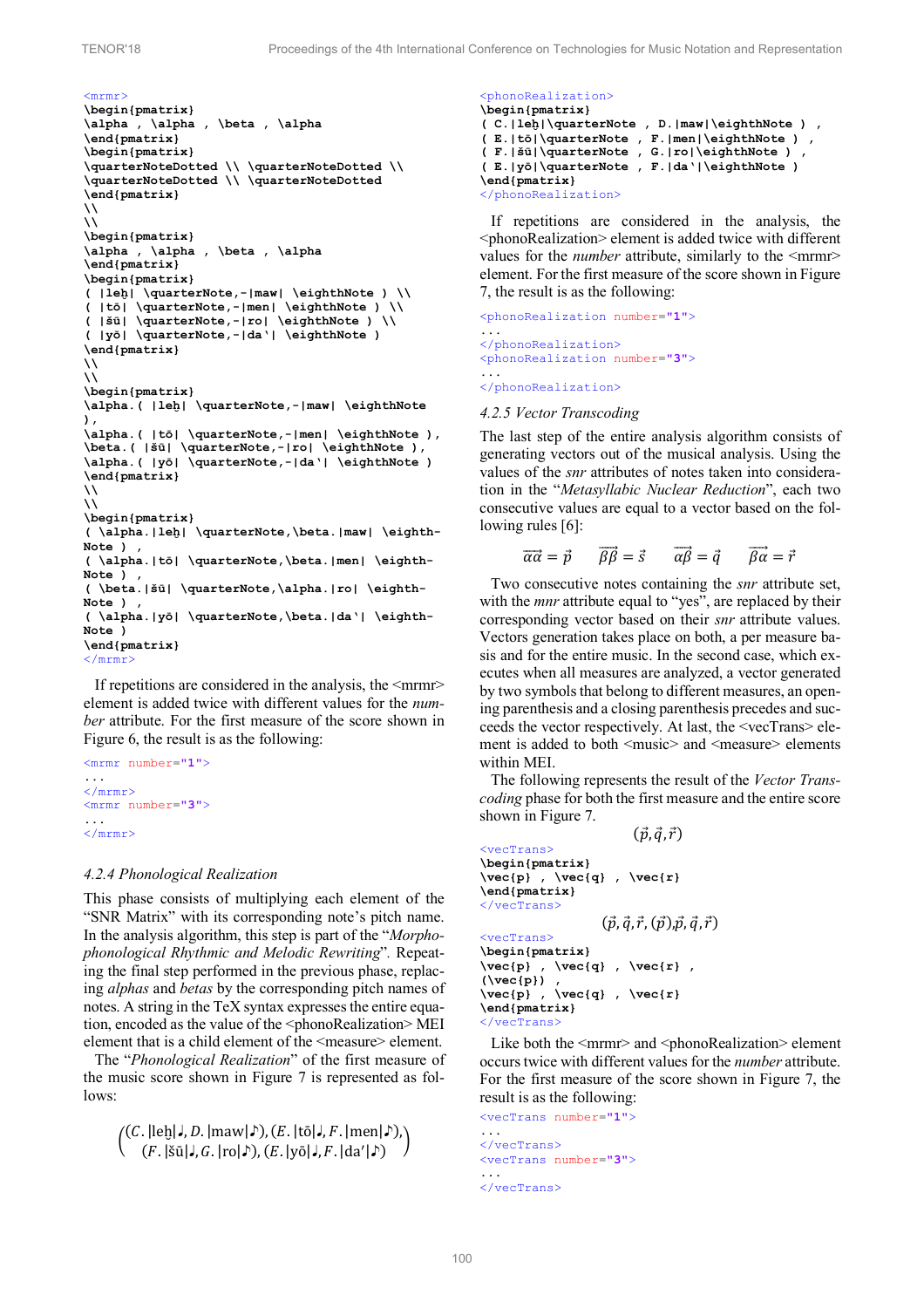```
<mrmr>
\begin{pmatrix}
\alpha , \alpha , \beta , \alpha
\end{pmatrix}
\begin{pmatrix}
\quarterNoteDotted \\ \quarterNoteDotted \\
\quarterNoteDotted \\ \quarterNoteDotted
\end{pmatrix}
\\
\\
\begin{pmatrix}
\alpha , \alpha , \beta , \alpha
\end{pmatrix}
\begin{pmatrix}
( |leḥ| \quarterNote,-|maw| \eighthNote ) \\
( |tō| \quarterNote,-|men| \eighthNote ) \\
( |šū| \quarterNote,-|ro| \eighthNote ) \\
( |yō| \quarterNote,-|da'| \eighthNote )
\end{pmatrix}
\\
\\
\begin{pmatrix}
\alpha.( |leḥ| \quarterNote,-|maw| \eighthNote
),
\alpha.( |tō| \quarterNote,-|men| \eighthNote ),
\beta.( |šū| \quarterNote,-|ro| \eighthNote ),
\alpha.( |yō| \quarterNote,-|da'| \eighthNote )
\end{pmatrix}
\\
\\
\begin{pmatrix}
( \alpha.|leḥ| \quarterNote,\beta.|maw| \eighth-
Note ) ,
( \alpha.|tō| \quarterNote,\beta.|men| \eighth-
Note ) ,
( \beta.|šū| \quarterNote,\alpha.|ro| \eighth-
Note ) ,
( \alpha.|yō| \quarterNote,\beta.|da'| \eighth-
Note )
\end{pmatrix}
</mrmr>
```

If repetitions are considered in the analysis, the <mrmr> element is added twice with different values for the *number* attribute. For the first measure of the score shown in Figure 6, the result is as the following:

```
<mrmr number="1">
...
</mrmr>
<mrmr number="3">
...
</mrmr>
```

### 4.2.4 Phonological Realization

This phase consists of multiplying each element of the "SNR Matrix" with its corresponding note's pitch name. In the analysis algorithm, this step is part of the "*Morpho-phonological Rhythmic and Melodic Rewriting*". Repeating the final step performed in the previous phase, replacing *alphas* and *betas* by the corresponding pitch names of notes. A string in the TeX syntax expresses the entire equation, encoded as the value of the <phonoRealization> MEI element that is a child element of the <measure> element.

The "*Phonological Realization*" of the first measure of the music score shown in Figure 7 is represented as follows:

$$\begin{pmatrix} (C.|\text{leḥ}|♩, D.|\text{maw}|♪), (E.|\text{tō}|♩, F.|\text{men}|♪), \\ (F.|\text{šū}|♩, G.|\text{ro}|♪), (E.|\text{yō}|♩, F.|\text{da'}|♪) \end{pmatrix}$$

```
<phonoRealization>
\begin{pmatrix}
( C.|leḥ|\quarterNote , D.|maw|\eighthNote ) ,
( E.|tō|\quarterNote , F.|men|\eighthNote ) ,
( F.|šū|\quarterNote , G.|ro|\eighthNote ) ,
( E.|yō|\quarterNote , F.|da'|\eighthNote )
\end{pmatrix}
</phonoRealization>
```

If repetitions are considered in the analysis, the <phonoRealization> element is added twice with different values for the *number* attribute, similarly to the <mrmr> element. For the first measure of the score shown in Figure 7, the result is as the following:

```
<phonoRealization number="1">
...
</phonoRealization>
<phonoRealization number="3">
...
</phonoRealization>
```

### 4.2.5 Vector Transcoding

The last step of the entire analysis algorithm consists of generating vectors out of the musical analysis. Using the values of the *snr* attributes of notes taken into consideration in the "*Metasyllabic Nuclear Reduction*", each two consecutive values are equal to a vector based on the following rules [6]:

$$\overrightarrow{\alpha\alpha} = \vec{p} \qquad \overrightarrow{\beta\beta} = \vec{s} \qquad \overrightarrow{\alpha\beta} = \vec{q} \qquad \overrightarrow{\beta\alpha} = \vec{r}$$

Two consecutive notes containing the *snr* attribute set, with the *mnr* attribute equal to "yes", are replaced by their corresponding vector based on their *snr* attribute values. Vectors generation takes place on both, a per measure basis and for the entire music. In the second case, which executes when all measures are analyzed, a vector generated by two symbols that belong to different measures, an opening parenthesis and a closing parenthesis precedes and succeeds the vector respectively. At last, the <vecTrans> element is added to both <music> and <measure> elements within MEI.

The following represents the result of the *Vector Transcoding* phase for both the first measure and the entire score shown in Figure 7.

$$(\vec{p}, \vec{q}, \vec{r})$$

```
<vecTrans>
\begin{pmatrix}
\vec{p} , \vec{q} , \vec{r}
\end{pmatrix}
</vecTrans>
```

$$(\vec{p}, \vec{q}, \vec{r}, (\vec{p}) \vec{p}, \vec{q}, \vec{r})$$

```
<vecTrans>
\begin{pmatrix}
\vec{p} , \vec{q} , \vec{r} ,
(\vec{p}) ,
\vec{p} , \vec{q} , \vec{r}
\end{pmatrix}
</vecTrans>
```

Like both the <mrmr> and <phonoRealization> element occurs twice with different values for the *number* attribute. For the first measure of the score shown in Figure 7, the result is as the following:

```
<vecTrans number="1">
...
</vecTrans>
<vecTrans number="3">
...
</vecTrans>
```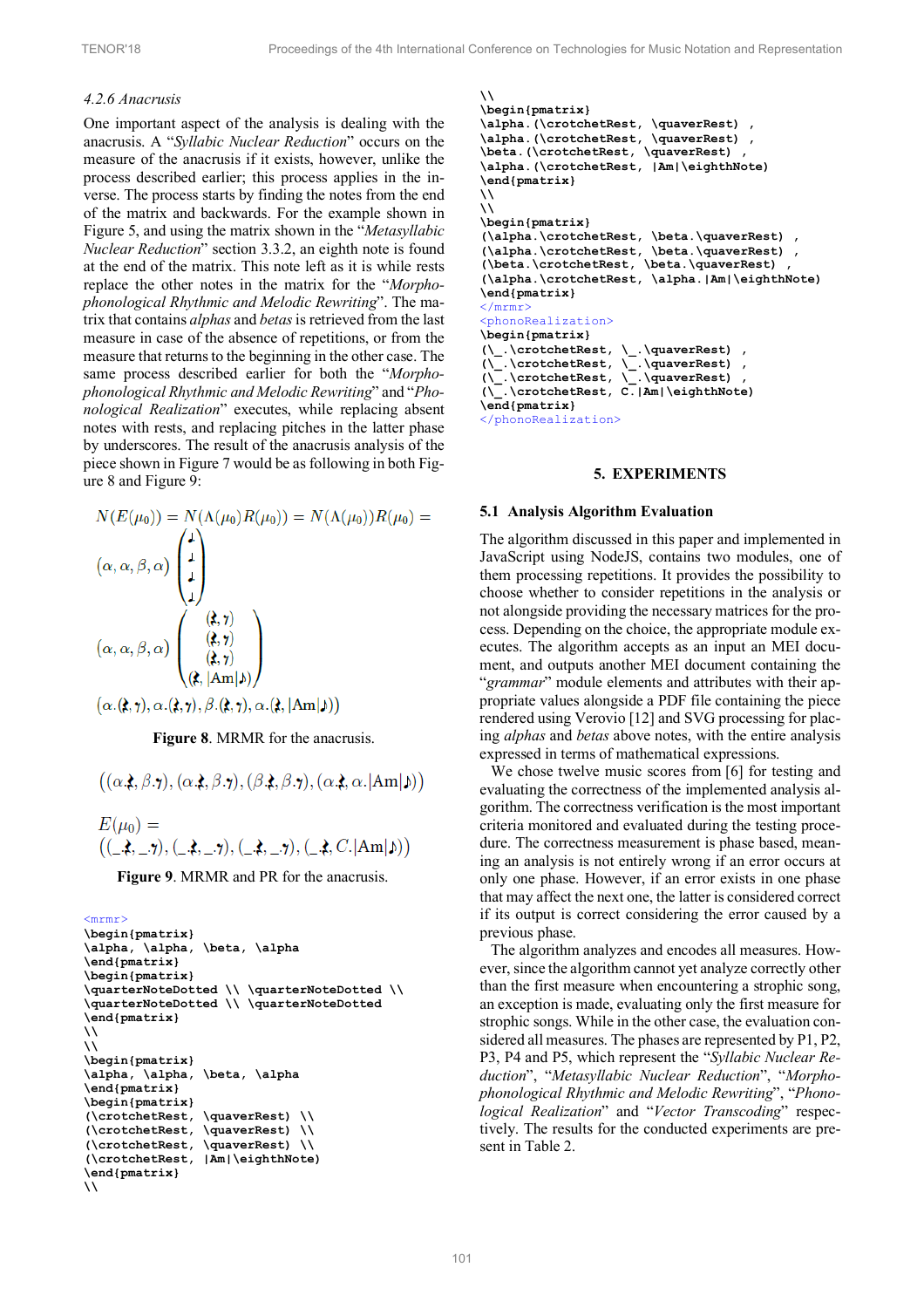#### 4.2.6 Anacrusis

One important aspect of the analysis is dealing with the anacrusis. A "*Syllabic Nuclear Reduction*" occurs on the measure of the anacrusis if it exists, however, unlike the process described earlier; this process applies in the inverse. The process starts by finding the notes from the end of the matrix and backwards. For the example shown in Figure 5, and using the matrix shown in the "*Metasyllabic Nuclear Reduction*" section 3.3.2, an eighth note is found at the end of the matrix. This note left as it is while rests replace the other notes in the matrix for the "*Morpho-phonological Rhythmic and Melodic Rewriting*". The matrix that contains *alphas* and *betas* is retrieved from the last measure in case of the absence of repetitions, or from the measure that returns to the beginning in the other case. The same process described earlier for both the "*Morpho-phonological Rhythmic and Melodic Rewriting*" and "*Phonological Realization*" executes, while replacing absent notes with rests, and replacing pitches in the latter phase by underscores. The result of the anacrusis analysis of the piece shown in Figure 7 would be as following in both Figure 8 and Figure 9:

$$N(E(\mu_0)) = N(\Lambda(\mu_0)R(\mu_0)) = N(\Lambda(\mu_0))R(\mu_0) =$$

$$(\alpha, \alpha, \beta, \alpha) \begin{pmatrix} ♩. \\ ♩. \\ ♩. \\ ♩. \end{pmatrix}$$

$$(\alpha, \alpha, \beta, \alpha) \begin{pmatrix} (𝄽, 𝄾) \\ (𝄽, 𝄾) \\ (𝄽, 𝄾) \\ (𝄽, |\mathrm{Am}|♪) \end{pmatrix}$$

$$(\alpha.(𝄽, 𝄾), \alpha.(𝄽, 𝄾), \beta.(𝄽, 𝄾), \alpha.(𝄽, |\mathrm{Am}|♪))$$

**Figure 8**. MRMR for the anacrusis.

$$((\alpha.𝄽, \beta.𝄾), (\alpha.𝄽, \beta.𝄾), (\beta.𝄽, \beta.𝄾), (\alpha.𝄽, \alpha.|\mathrm{Am}|♪))$$

$$E(\mu_0) =$$
$$((\_.𝄽, \_.𝄾), (\_.𝄽, \_.𝄾), (\_.𝄽, \_.𝄾), (\_.𝄽, C.|\mathrm{Am}|♪))$$

**Figure 9**. MRMR and PR for the anacrusis.

```
<mrmr>
\begin{pmatrix}
\alpha, \alpha, \beta, \alpha
\end{pmatrix}
\begin{pmatrix}
\quarterNoteDotted \\ \quarterNoteDotted \\
\quarterNoteDotted \\ \quarterNoteDotted
\end{pmatrix}
\\
\\
\begin{pmatrix}
\alpha, \alpha, \beta, \alpha
\end{pmatrix}
\begin{pmatrix}
(\crotchetRest, \quaverRest) \\
(\crotchetRest, \quaverRest) \\
(\crotchetRest, \quaverRest) \\
(\crotchetRest, |Am|\eighthNote)
\end{pmatrix}
\\
\\
\begin{pmatrix}
\alpha.(\crotchetRest, \quaverRest) ,
\alpha.(\crotchetRest, \quaverRest) ,
\beta.(\crotchetRest, \quaverRest) ,
\alpha.(\crotchetRest, |Am|\eighthNote)
\end{pmatrix}
\\
\\
\begin{pmatrix}
(\alpha.\crotchetRest, \beta.\quaverRest) ,
(\alpha.\crotchetRest, \beta.\quaverRest) ,
(\beta.\crotchetRest, \beta.\quaverRest) ,
(\alpha.\crotchetRest, \alpha.|Am|\eighthNote)
\end{pmatrix}
</mrmr>
<phonoRealization>
\begin{pmatrix}
(\_.\crotchetRest, \_.\quaverRest) ,
(\_.\crotchetRest, \_.\quaverRest) ,
(\_.\crotchetRest, \_.\quaverRest) ,
(\_.\crotchetRest, C.|Am|\eighthNote)
\end{pmatrix}
</phonoRealization>
```

## 5. EXPERIMENTS

### 5.1 Analysis Algorithm Evaluation

The algorithm discussed in this paper and implemented in JavaScript using NodeJS, contains two modules, one of them processing repetitions. It provides the possibility to choose whether to consider repetitions in the analysis or not alongside providing the necessary matrices for the process. Depending on the choice, the appropriate module executes. The algorithm accepts as an input an MEI document, and outputs another MEI document containing the "*grammar*" module elements and attributes with their appropriate values alongside a PDF file containing the piece rendered using Verovio [12] and SVG processing for placing *alphas* and *betas* above notes, with the entire analysis expressed in terms of mathematical expressions.

We chose twelve music scores from [6] for testing and evaluating the correctness of the implemented analysis algorithm. The correctness verification is the most important criteria monitored and evaluated during the testing procedure. The correctness measurement is phase based, meaning an analysis is not entirely wrong if an error occurs at only one phase. However, if an error exists in one phase that may affect the next one, the latter is considered correct if its output is correct considering the error caused by a previous phase.

The algorithm analyzes and encodes all measures. However, since the algorithm cannot yet analyze correctly other than the first measure when encountering a strophic song, an exception is made, evaluating only the first measure for strophic songs. While in the other case, the evaluation considered all measures. The phases are represented by P1, P2, P3, P4 and P5, which represent the "*Syllabic Nuclear Reduction*", "*Metasyllabic Nuclear Reduction*", "*Morpho-phonological Rhythmic and Melodic Rewriting*", "*Phonological Realization*" and "*Vector Transcoding*" respectively. The results for the conducted experiments are present in Table 2.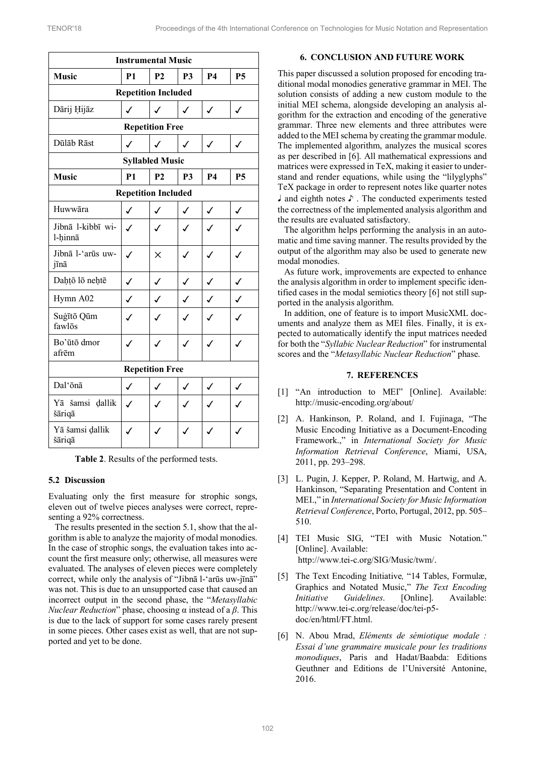| Instrumental Music | | | | | |
|---|---|---|---|---|---|
| **Music** | **P1** | **P2** | **P3** | **P4** | **P5** |
| **Repetition Included** | | | | | |
| Dārij Ḥijāz | ✓ | ✓ | ✓ | ✓ | ✓ |
| **Repetition Free** | | | | | |
| Dūlāb Rāst | ✓ | ✓ | ✓ | ✓ | ✓ |
| **Syllabed Music** | | | | | |
| **Music** | **P1** | **P2** | **P3** | **P4** | **P5** |
| **Repetition Included** | | | | | |
| Huwwāra | ✓ | ✓ | ✓ | ✓ | ✓ |
| Jibnā l-kibbī wi-l-ḥinnā | ✓ | ✓ | ✓ | ✓ | ✓ |
| Jibnā l-'arūs uw-jīnā | ✓ | × | ✓ | ✓ | ✓ |
| Daḥṭō lō neḥtē | ✓ | ✓ | ✓ | ✓ | ✓ |
| Hymn A02 | ✓ | ✓ | ✓ | ✓ | ✓ |
| Suğītō Qūm fawlōs | ✓ | ✓ | ✓ | ✓ | ✓ |
| Bo'ūtō dmor afrēm | ✓ | ✓ | ✓ | ✓ | ✓ |
| **Repetition Free** | | | | | |
| Dal'ōnā | ✓ | ✓ | ✓ | ✓ | ✓ |
| Yā šamsi ḍallik šāriqā | ✓ | ✓ | ✓ | ✓ | ✓ |
| Yā šamsi ḍallik šāriqā | ✓ | ✓ | ✓ | ✓ | ✓ |

**Table 2**. Results of the performed tests.

### 5.2 Discussion

Evaluating only the first measure for strophic songs, eleven out of twelve pieces analyses were correct, representing a 92% correctness.

The results presented in the section 5.1, show that the algorithm is able to analyze the majority of modal monodies. In the case of strophic songs, the evaluation takes into account the first measure only; otherwise, all measures were evaluated. The analyses of eleven pieces were completely correct, while only the analysis of "Jibnā l-'arūs uw-jīnā" was not. This is due to an unsupported case that caused an incorrect output in the second phase, the "*Metasyllabic Nuclear Reduction*" phase, choosing $\alpha$ instead of a $\beta$. This is due to the lack of support for some cases rarely present in some pieces. Other cases exist as well, that are not supported and yet to be done.

## 6. CONCLUSION AND FUTURE WORK

This paper discussed a solution proposed for encoding traditional modal monodies generative grammar in MEI. The solution consists of adding a new custom module to the initial MEI schema, alongside developing an analysis algorithm for the extraction and encoding of the generative grammar. Three new elements and three attributes were added to the MEI schema by creating the grammar module. The implemented algorithm, analyzes the musical scores as per described in [6]. All mathematical expressions and matrices were expressed in TeX, making it easier to understand and render equations, while using the "lilyglyphs" TeX package in order to represent notes like quarter notes ♩ and eighth notes ♪ . The conducted experiments tested the correctness of the implemented analysis algorithm and the results are evaluated satisfactory.

The algorithm helps performing the analysis in an automatic and time saving manner. The results provided by the output of the algorithm may also be used to generate new modal monodies.

As future work, improvements are expected to enhance the analysis algorithm in order to implement specific identified cases in the modal semiotics theory [6] not still supported in the analysis algorithm.

In addition, one of feature is to import MusicXML documents and analyze them as MEI files. Finally, it is expected to automatically identify the input matrices needed for both the "*Syllabic Nuclear Reduction*" for instrumental scores and the "*Metasyllabic Nuclear Reduction*" phase.

## 7. REFERENCES

[1] "An introduction to MEI" [Online]. Available: http://music-encoding.org/about/

[2] A. Hankinson, P. Roland, and I. Fujinaga, "The Music Encoding Initiative as a Document-Encoding Framework.," in *International Society for Music Information Retrieval Conference*, Miami, USA, 2011, pp. 293–298.

[3] L. Pugin, J. Kepper, P. Roland, M. Hartwig, and A. Hankinson, "Separating Presentation and Content in MEI.," in *International Society for Music Information Retrieval Conference*, Porto, Portugal, 2012, pp. 505–510.

[4] TEI Music SIG, "TEI with Music Notation." [Online]. Available: http://www.tei-c.org/SIG/Music/twm/.

[5] The Text Encoding Initiative, "14 Tables, Formulæ, Graphics and Notated Music," *The Text Encoding Initiative Guidelines*. [Online]. Available: http://www.tei-c.org/release/doc/tei-p5-doc/en/html/FT.html.

[6] N. Abou Mrad, *Eléments de sémiotique modale : Essai d'une grammaire musicale pour les traditions monodiques*, Paris and Hadat/Baabda: Editions Geuthner and Editions de l'Université Antonine, 2016.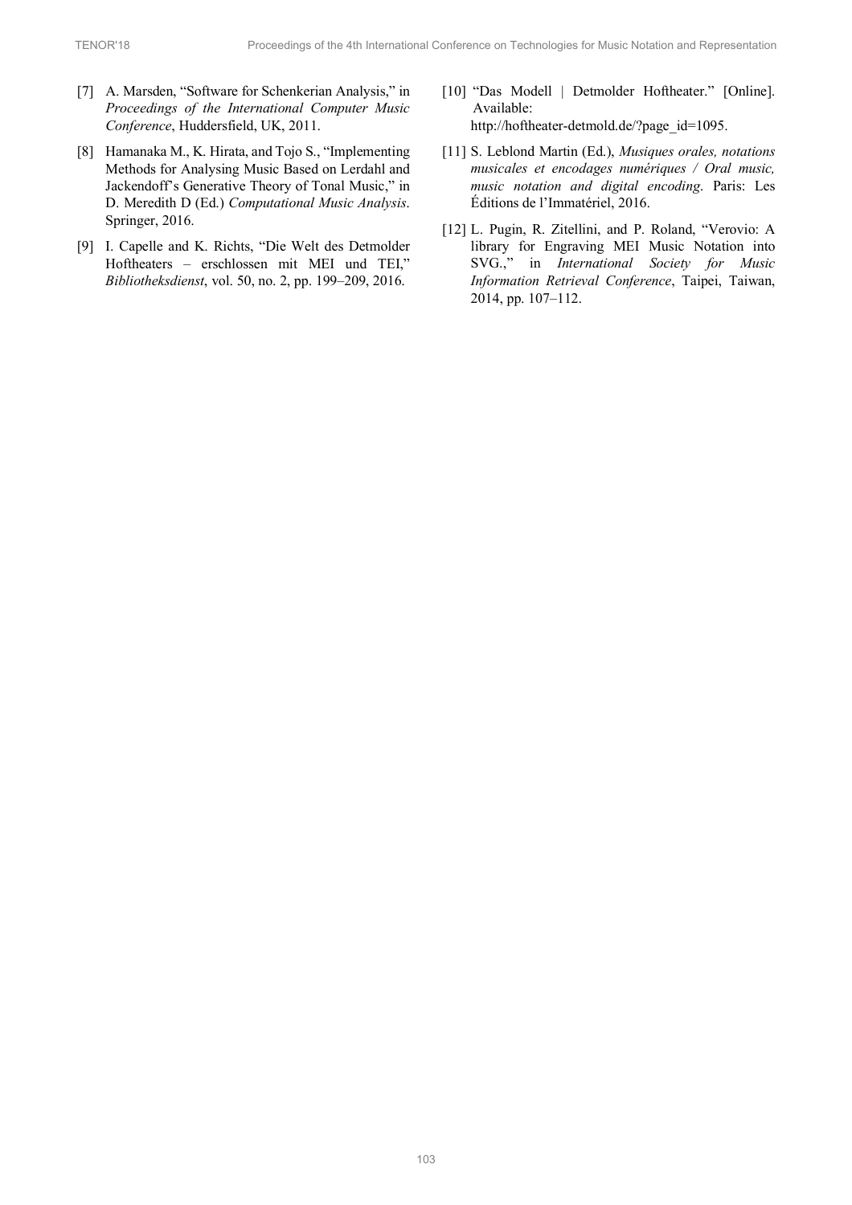[7] A. Marsden, "Software for Schenkerian Analysis," in *Proceedings of the International Computer Music Conference*, Huddersfield, UK, 2011.

[8] Hamanaka M., K. Hirata, and Tojo S., "Implementing Methods for Analysing Music Based on Lerdahl and Jackendoff's Generative Theory of Tonal Music," in D. Meredith D (Ed.) *Computational Music Analysis*. Springer, 2016.

[9] I. Capelle and K. Richts, "Die Welt des Detmolder Hoftheaters – erschlossen mit MEI und TEI," *Bibliotheksdienst*, vol. 50, no. 2, pp. 199–209, 2016.

[10] "Das Modell | Detmolder Hoftheater." [Online]. Available: http://hoftheater-detmold.de/?page_id=1095.

[11] S. Leblond Martin (Ed.), *Musiques orales, notations musicales et encodages numériques / Oral music, music notation and digital encoding*. Paris: Les Éditions de l'Immatériel, 2016.

[12] L. Pugin, R. Zitellini, and P. Roland, "Verovio: A library for Engraving MEI Music Notation into SVG.," in *International Society for Music Information Retrieval Conference*, Taipei, Taiwan, 2014, pp. 107–112.